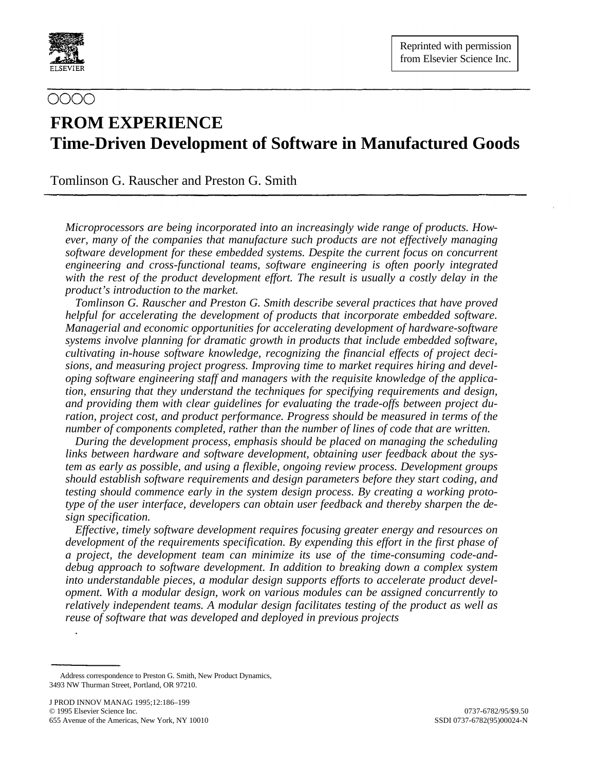Reprinted with permission from Elsevier Science Inc.

FROM EXPERIENCE

# Time-Driven Development of Software in Manufactured Goods

Tomlinson G. Rauscher and Preston G. Smith

*Microprocessors are being incorporated into an increasingly wide range of products. However, many of the companies that manufacture such products are not effectively managing software development for these embedded systems. Despite the current focus on concurrent engineering and cross-functional teams, software engineering is often poorly integrated with the rest of the product development effort. The result is usually a costly delay in the product's introduction to the market.*

*Tomlinson G. Rauscher and Preston G. Smith describe several practices that have proved helpful for accelerating the development of products that incorporate embedded software. Managerial and economic opportunities for accelerating development of hardware-software systems involve planning for dramatic growth in products that include embedded software, cultivating in-house software knowledge, recognizing the financial effects of project decisions, and measuring project progress. Improving time to market requires hiring and developing software engineering staff and managers with the requisite knowledge of the application, ensuring that they understand the techniques for specifying requirements and design, and providing them with clear guidelines for evaluating the trade-offs between project duration, project cost, and product performance. Progress should be measured in terms of the number of components completed, rather than the number of lines of code that are written.*

*During the development process, emphasis should be placed on managing the scheduling links between hardware and software development, obtaining user feedback about the system as early as possible, and using a flexible, ongoing review process. Development groups should establish software requirements and design parameters before they start coding, and testing should commence early in the system design process. By creating a working prototype of the user interface, developers can obtain user feedback and thereby sharpen the design specification.*

*Effective, timely software development requires focusing greater energy and resources on development of the requirements specification. By expending this effort in the first phase of a project, the development team can minimize its use of the time-consuming code-and-debug approach to software development. In addition to breaking down a complex system into understandable pieces, a modular design supports efforts to accelerate product development. With a modular design, work on various modules can be assigned concurrently to relatively independent teams. A modular design facilitates testing of the product as well as reuse of software that was developed and deployed in previous projects*

.

Address correspondence to Preston G. Smith, New Product Dynamics, 3493 NW Thurman Street, Portland, OR 97210.

J PROD INNOV MANAG 1995;12:186–199
© 1995 Elsevier Science Inc.
655 Avenue of the Americas, New York, NY 10010

0737-6782/95/$9.50
SSDI 0737-6782(95)00024-N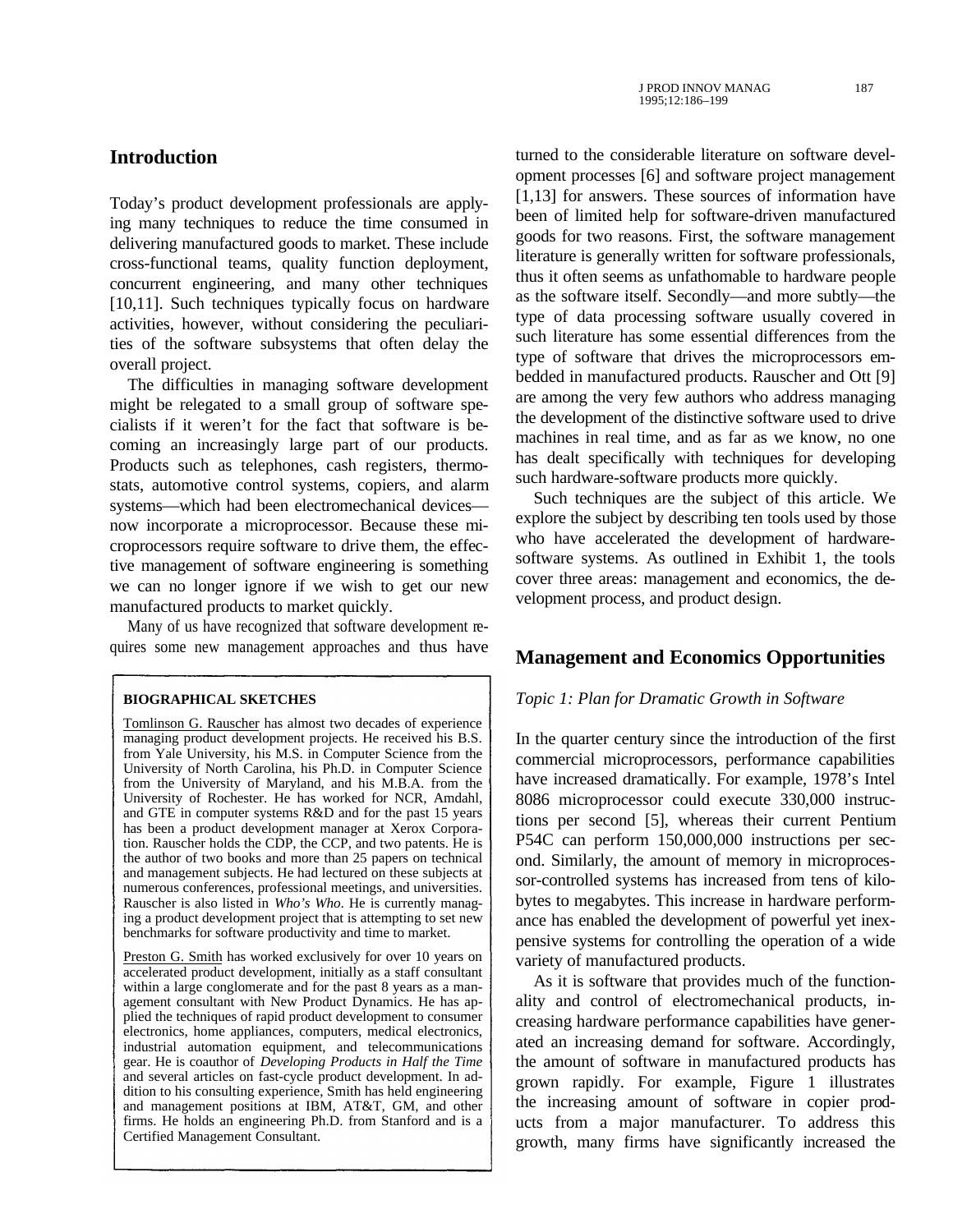## Introduction

Today's product development professionals are applying many techniques to reduce the time consumed in delivering manufactured goods to market. These include cross-functional teams, quality function deployment, concurrent engineering, and many other techniques [10,11]. Such techniques typically focus on hardware activities, however, without considering the peculiarities of the software subsystems that often delay the overall project.

The difficulties in managing software development might be relegated to a small group of software specialists if it weren't for the fact that software is becoming an increasingly large part of our products. Products such as telephones, cash registers, thermostats, automotive control systems, copiers, and alarm systems—which had been electromechanical devices—now incorporate a microprocessor. Because these microprocessors require software to drive them, the effective management of software engineering is something we can no longer ignore if we wish to get our new manufactured products to market quickly.

Many of us have recognized that software development requires some new management approaches and thus have turned to the considerable literature on software development processes [6] and software project management [1,13] for answers. These sources of information have been of limited help for software-driven manufactured goods for two reasons. First, the software management literature is generally written for software professionals, thus it often seems as unfathomable to hardware people as the software itself. Secondly—and more subtly—the type of data processing software usually covered in such literature has some essential differences from the type of software that drives the microprocessors embedded in manufactured products. Rauscher and Ott [9] are among the very few authors who address managing the development of the distinctive software used to drive machines in real time, and as far as we know, no one has dealt specifically with techniques for developing such hardware-software products more quickly.

Such techniques are the subject of this article. We explore the subject by describing ten tools used by those who have accelerated the development of hardware-software systems. As outlined in Exhibit 1, the tools cover three areas: management and economics, the development process, and product design.

**BIOGRAPHICAL SKETCHES**

Tomlinson G. Rauscher has almost two decades of experience managing product development projects. He received his B.S. from Yale University, his M.S. in Computer Science from the University of North Carolina, his Ph.D. in Computer Science from the University of Maryland, and his M.B.A. from the University of Rochester. He has worked for NCR, Amdahl, and GTE in computer systems R&D and for the past 15 years has been a product development manager at Xerox Corporation. Rauscher holds the CDP, the CCP, and two patents. He is the author of two books and more than 25 papers on technical and management subjects. He had lectured on these subjects at numerous conferences, professional meetings, and universities. Rauscher is also listed in *Who's Who*. He is currently managing a product development project that is attempting to set new benchmarks for software productivity and time to market.

Preston G. Smith has worked exclusively for over 10 years on accelerated product development, initially as a staff consultant within a large conglomerate and for the past 8 years as a management consultant with New Product Dynamics. He has applied the techniques of rapid product development to consumer electronics, home appliances, computers, medical electronics, industrial automation equipment, and telecommunications gear. He is coauthor of *Developing Products in Half the Time* and several articles on fast-cycle product development. In addition to his consulting experience, Smith has held engineering and management positions at IBM, AT&T, GM, and other firms. He holds an engineering Ph.D. from Stanford and is a Certified Management Consultant.

## Management and Economics Opportunities

### *Topic 1: Plan for Dramatic Growth in Software*

In the quarter century since the introduction of the first commercial microprocessors, performance capabilities have increased dramatically. For example, 1978's Intel 8086 microprocessor could execute 330,000 instructions per second [5], whereas their current Pentium P54C can perform 150,000,000 instructions per second. Similarly, the amount of memory in microprocessor-controlled systems has increased from tens of kilobytes to megabytes. This increase in hardware performance has enabled the development of powerful yet inexpensive systems for controlling the operation of a wide variety of manufactured products.

As it is software that provides much of the functionality and control of electromechanical products, increasing hardware performance capabilities have generated an increasing demand for software. Accordingly, the amount of software in manufactured products has grown rapidly. For example, Figure 1 illustrates the increasing amount of software in copier products from a major manufacturer. To address this growth, many firms have significantly increased the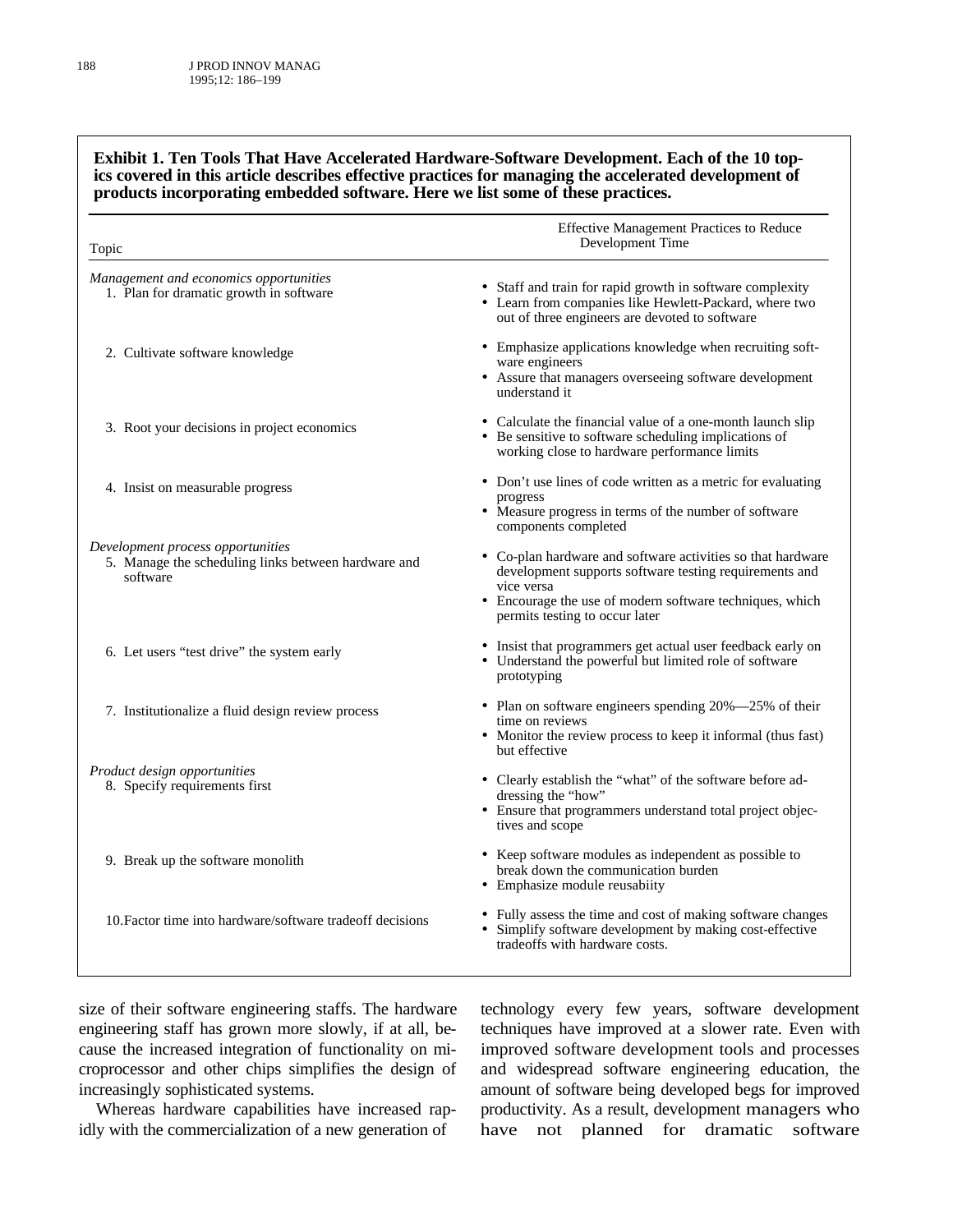**Exhibit 1. Ten Tools That Have Accelerated Hardware-Software Development. Each of the 10 topics covered in this article describes effective practices for managing the accelerated development of products incorporating embedded software. Here we list some of these practices.**

| Topic | Effective Management Practices to Reduce Development Time |
|---|---|
| *Management and economics opportunities* | |
| 1. Plan for dramatic growth in software | • Staff and train for rapid growth in software complexity<br>• Learn from companies like Hewlett-Packard, where two out of three engineers are devoted to software |
| 2. Cultivate software knowledge | • Emphasize applications knowledge when recruiting software engineers<br>• Assure that managers overseeing software development understand it |
| 3. Root your decisions in project economics | • Calculate the financial value of a one-month launch slip<br>• Be sensitive to software scheduling implications of working close to hardware performance limits |
| 4. Insist on measurable progress | • Don't use lines of code written as a metric for evaluating progress<br>• Measure progress in terms of the number of software components completed |
| *Development process opportunities* | |
| 5. Manage the scheduling links between hardware and software | • Co-plan hardware and software activities so that hardware development supports software testing requirements and vice versa<br>• Encourage the use of modern software techniques, which permits testing to occur later |
| 6. Let users "test drive" the system early | • Insist that programmers get actual user feedback early on<br>• Understand the powerful but limited role of software prototyping |
| 7. Institutionalize a fluid design review process | • Plan on software engineers spending 20%—25% of their time on reviews<br>• Monitor the review process to keep it informal (thus fast) but effective |
| *Product design opportunities* | |
| 8. Specify requirements first | • Clearly establish the "what" of the software before addressing the "how"<br>• Ensure that programmers understand total project objectives and scope |
| 9. Break up the software monolith | • Keep software modules as independent as possible to break down the communication burden<br>• Emphasize module reusabiity |
| 10. Factor time into hardware/software tradeoff decisions | • Fully assess the time and cost of making software changes<br>• Simplify software development by making cost-effective tradeoffs with hardware costs. |

size of their software engineering staffs. The hardware engineering staff has grown more slowly, if at all, because the increased integration of functionality on microprocessor and other chips simplifies the design of increasingly sophisticated systems.

Whereas hardware capabilities have increased rapidly with the commercialization of a new generation of technology every few years, software development techniques have improved at a slower rate. Even with improved software development tools and processes and widespread software engineering education, the amount of software being developed begs for improved productivity. As a result, development managers who have not planned for dramatic software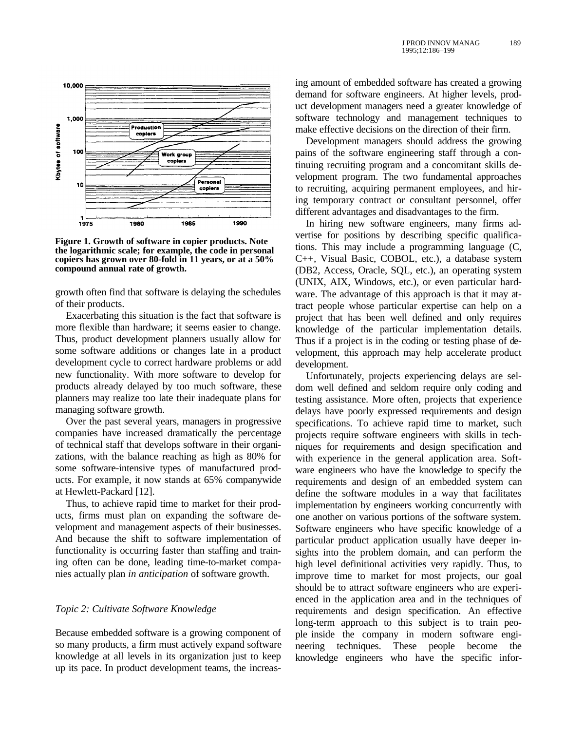10,000
1,000
100
10
1
1975
1980
1985
1990
Kbytes of software
Production copiers
Work group copiers
Personal copiers

**Figure 1. Growth of software in copier products. Note the logarithmic scale; for example, the code in personal copiers has grown over 80-fold in 11 years, or at a 50% compound annual rate of growth.**

growth often find that software is delaying the schedules of their products.

Exacerbating this situation is the fact that software is more flexible than hardware; it seems easier to change. Thus, product development planners usually allow for some software additions or changes late in a product development cycle to correct hardware problems or add new functionality. With more software to develop for products already delayed by too much software, these planners may realize too late their inadequate plans for managing software growth.

Over the past several years, managers in progressive companies have increased dramatically the percentage of technical staff that develops software in their organizations, with the balance reaching as high as 80% for some software-intensive types of manufactured products. For example, it now stands at 65% companywide at Hewlett-Packard [12].

Thus, to achieve rapid time to market for their products, firms must plan on expanding the software development and management aspects of their businesses. And because the shift to software implementation of functionality is occurring faster than staffing and training often can be done, leading time-to-market companies actually plan *in anticipation* of software growth.

### *Topic 2: Cultivate Software Knowledge*

Because embedded software is a growing component of so many products, a firm must actively expand software knowledge at all levels in its organization just to keep up its pace. In product development teams, the increasing amount of embedded software has created a growing demand for software engineers. At higher levels, product development managers need a greater knowledge of software technology and management techniques to make effective decisions on the direction of their firm.

Development managers should address the growing pains of the software engineering staff through a continuing recruiting program and a concomitant skills development program. The two fundamental approaches to recruiting, acquiring permanent employees, and hiring temporary contract or consultant personnel, offer different advantages and disadvantages to the firm.

In hiring new software engineers, many firms advertise for positions by describing specific qualifications. This may include a programming language (C, C++, Visual Basic, COBOL, etc.), a database system (DB2, Access, Oracle, SQL, etc.), an operating system (UNIX, AIX, Windows, etc.), or even particular hardware. The advantage of this approach is that it may attract people whose particular expertise can help on a project that has been well defined and only requires knowledge of the particular implementation details. Thus if a project is in the coding or testing phase of development, this approach may help accelerate product development.

Unfortunately, projects experiencing delays are seldom well defined and seldom require only coding and testing assistance. More often, projects that experience delays have poorly expressed requirements and design specifications. To achieve rapid time to market, such projects require software engineers with skills in techniques for requirements and design specification and with experience in the general application area. Software engineers who have the knowledge to specify the requirements and design of an embedded system can define the software modules in a way that facilitates implementation by engineers working concurrently with one another on various portions of the software system. Software engineers who have specific knowledge of a particular product application usually have deeper insights into the problem domain, and can perform the high level definitional activities very rapidly. Thus, to improve time to market for most projects, our goal should be to attract software engineers who are experienced in the application area and in the techniques of requirements and design specification. An effective long-term approach to this subject is to train people inside the company in modern software engineering techniques. These people become the knowledge engineers who have the specific infor-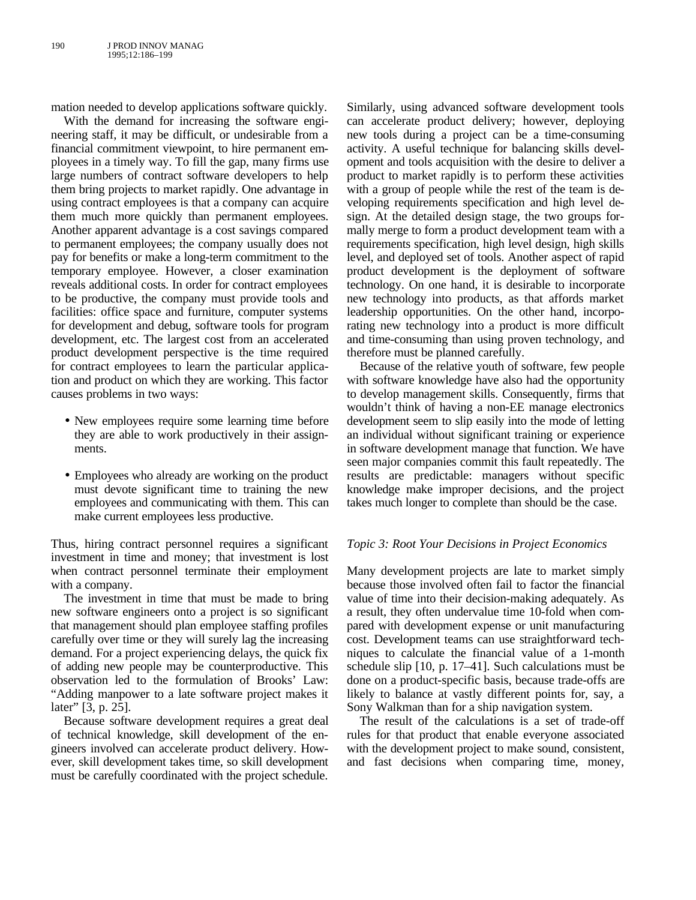mation needed to develop applications software quickly.

With the demand for increasing the software engineering staff, it may be difficult, or undesirable from a financial commitment viewpoint, to hire permanent employees in a timely way. To fill the gap, many firms use large numbers of contract software developers to help them bring projects to market rapidly. One advantage in using contract employees is that a company can acquire them much more quickly than permanent employees. Another apparent advantage is a cost savings compared to permanent employees; the company usually does not pay for benefits or make a long-term commitment to the temporary employee. However, a closer examination reveals additional costs. In order for contract employees to be productive, the company must provide tools and facilities: office space and furniture, computer systems for development and debug, software tools for program development, etc. The largest cost from an accelerated product development perspective is the time required for contract employees to learn the particular application and product on which they are working. This factor causes problems in two ways:

- New employees require some learning time before they are able to work productively in their assignments.
- Employees who already are working on the product must devote significant time to training the new employees and communicating with them. This can make current employees less productive.

Thus, hiring contract personnel requires a significant investment in time and money; that investment is lost when contract personnel terminate their employment with a company.

The investment in time that must be made to bring new software engineers onto a project is so significant that management should plan employee staffing profiles carefully over time or they will surely lag the increasing demand. For a project experiencing delays, the quick fix of adding new people may be counterproductive. This observation led to the formulation of Brooks' Law: "Adding manpower to a late software project makes it later" [3, p. 25].

Because software development requires a great deal of technical knowledge, skill development of the engineers involved can accelerate product delivery. However, skill development takes time, so skill development must be carefully coordinated with the project schedule. Similarly, using advanced software development tools can accelerate product delivery; however, deploying new tools during a project can be a time-consuming activity. A useful technique for balancing skills development and tools acquisition with the desire to deliver a product to market rapidly is to perform these activities with a group of people while the rest of the team is developing requirements specification and high level design. At the detailed design stage, the two groups formally merge to form a product development team with a requirements specification, high level design, high skills level, and deployed set of tools. Another aspect of rapid product development is the deployment of software technology. On one hand, it is desirable to incorporate new technology into products, as that affords market leadership opportunities. On the other hand, incorporating new technology into a product is more difficult and time-consuming than using proven technology, and therefore must be planned carefully.

Because of the relative youth of software, few people with software knowledge have also had the opportunity to develop management skills. Consequently, firms that wouldn't think of having a non-EE manage electronics development seem to slip easily into the mode of letting an individual without significant training or experience in software development manage that function. We have seen major companies commit this fault repeatedly. The results are predictable: managers without specific knowledge make improper decisions, and the project takes much longer to complete than should be the case.

### *Topic 3: Root Your Decisions in Project Economics*

Many development projects are late to market simply because those involved often fail to factor the financial value of time into their decision-making adequately. As a result, they often undervalue time 10-fold when compared with development expense or unit manufacturing cost. Development teams can use straightforward techniques to calculate the financial value of a 1-month schedule slip [10, p. 17–41]. Such calculations must be done on a product-specific basis, because trade-offs are likely to balance at vastly different points for, say, a Sony Walkman than for a ship navigation system.

The result of the calculations is a set of trade-off rules for that product that enable everyone associated with the development project to make sound, consistent, and fast decisions when comparing time, money,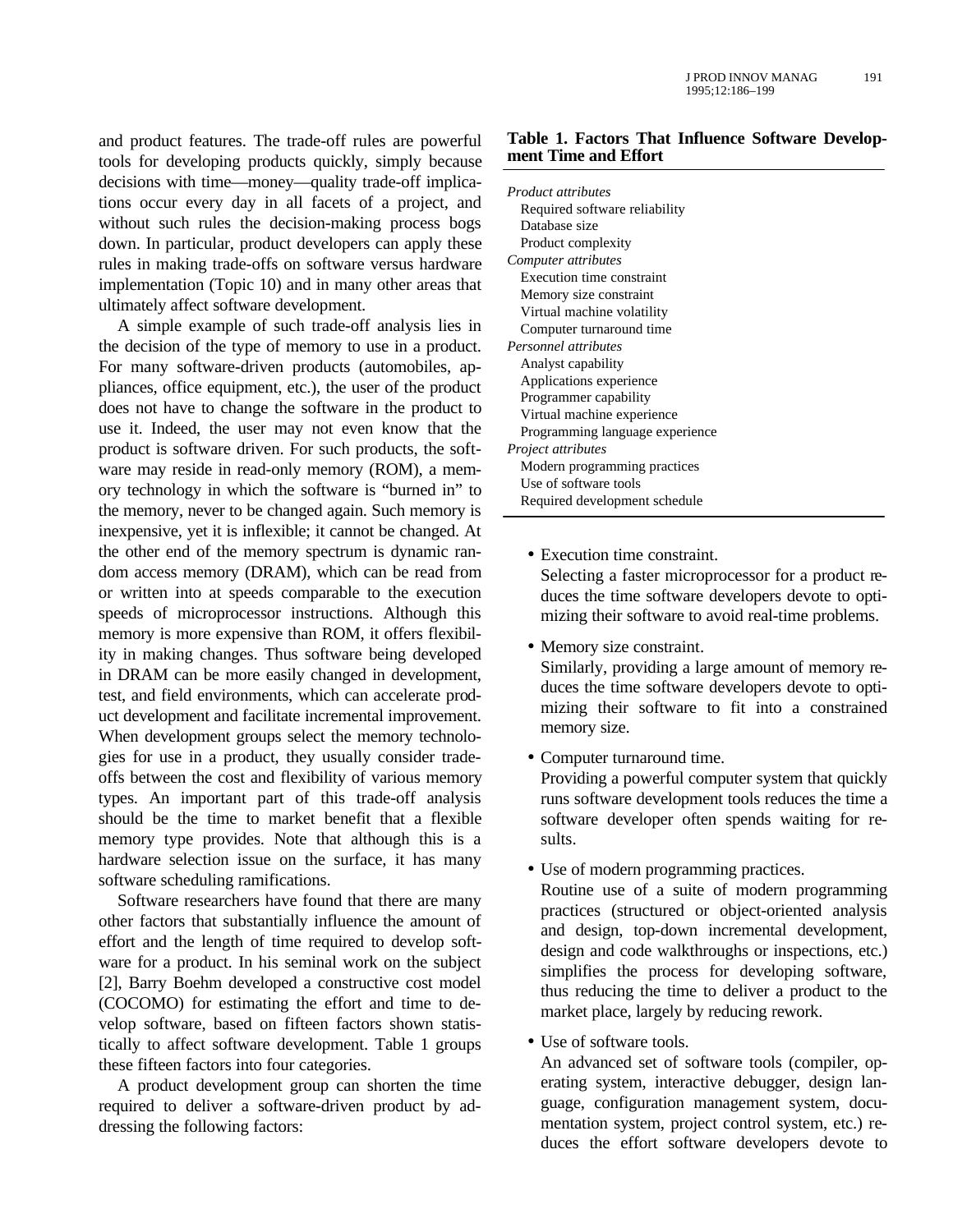and product features. The trade-off rules are powerful tools for developing products quickly, simply because decisions with time—money—quality trade-off implications occur every day in all facets of a project, and without such rules the decision-making process bogs down. In particular, product developers can apply these rules in making trade-offs on software versus hardware implementation (Topic 10) and in many other areas that ultimately affect software development.

A simple example of such trade-off analysis lies in the decision of the type of memory to use in a product. For many software-driven products (automobiles, appliances, office equipment, etc.), the user of the product does not have to change the software in the product to use it. Indeed, the user may not even know that the product is software driven. For such products, the software may reside in read-only memory (ROM), a memory technology in which the software is "burned in" to the memory, never to be changed again. Such memory is inexpensive, yet it is inflexible; it cannot be changed. At the other end of the memory spectrum is dynamic random access memory (DRAM), which can be read from or written into at speeds comparable to the execution speeds of microprocessor instructions. Although this memory is more expensive than ROM, it offers flexibility in making changes. Thus software being developed in DRAM can be more easily changed in development, test, and field environments, which can accelerate product development and facilitate incremental improvement. When development groups select the memory technologies for use in a product, they usually consider trade-offs between the cost and flexibility of various memory types. An important part of this trade-off analysis should be the time to market benefit that a flexible memory type provides. Note that although this is a hardware selection issue on the surface, it has many software scheduling ramifications.

Software researchers have found that there are many other factors that substantially influence the amount of effort and the length of time required to develop software for a product. In his seminal work on the subject [2], Barry Boehm developed a constructive cost model (COCOMO) for estimating the effort and time to develop software, based on fifteen factors shown statistically to affect software development. Table 1 groups these fifteen factors into four categories.

A product development group can shorten the time required to deliver a software-driven product by addressing the following factors:

**Table 1. Factors That Influence Software Development Time and Effort**

| |
|---|
| *Product attributes* |
| Required software reliability |
| Database size |
| Product complexity |
| *Computer attributes* |
| Execution time constraint |
| Memory size constraint |
| Virtual machine volatility |
| Computer turnaround time |
| *Personnel attributes* |
| Analyst capability |
| Applications experience |
| Programmer capability |
| Virtual machine experience |
| Programming language experience |
| *Project attributes* |
| Modern programming practices |
| Use of software tools |
| Required development schedule |

- Execution time constraint.
  Selecting a faster microprocessor for a product reduces the time software developers devote to optimizing their software to avoid real-time problems.
- Memory size constraint.
  Similarly, providing a large amount of memory reduces the time software developers devote to optimizing their software to fit into a constrained memory size.
- Computer turnaround time.
  Providing a powerful computer system that quickly runs software development tools reduces the time a software developer often spends waiting for results.
- Use of modern programming practices.
  Routine use of a suite of modern programming practices (structured or object-oriented analysis and design, top-down incremental development, design and code walkthroughs or inspections, etc.) simplifies the process for developing software, thus reducing the time to deliver a product to the market place, largely by reducing rework.
- Use of software tools.
  An advanced set of software tools (compiler, operating system, interactive debugger, design language, configuration management system, documentation system, project control system, etc.) reduces the effort software developers devote to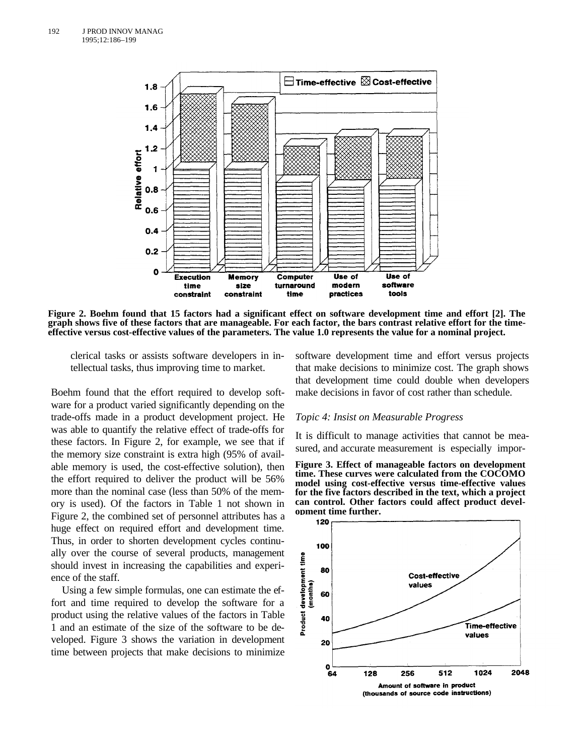Figure 2. Boehm found that 15 factors had a significant effect on software development time and effort [2]. The graph shows five of these factors that are manageable. For each factor, the bars contrast relative effort for the time-effective versus cost-effective values of the parameters. The value 1.0 represents the value for a nominal project.

clerical tasks or assists software developers in intellectual tasks, thus improving time to market.

Boehm found that the effort required to develop software for a product varied significantly depending on the trade-offs made in a product development project. He was able to quantify the relative effect of trade-offs for these factors. In Figure 2, for example, we see that if the memory size constraint is extra high (95% of available memory is used, the cost-effective solution), then the effort required to deliver the product will be 56% more than the nominal case (less than 50% of the memory is used). Of the factors in Table 1 not shown in Figure 2, the combined set of personnel attributes has a huge effect on required effort and development time. Thus, in order to shorten development cycles continually over the course of several products, management should invest in increasing the capabilities and experience of the staff.

Using a few simple formulas, one can estimate the effort and time required to develop the software for a product using the relative values of the factors in Table 1 and an estimate of the size of the software to be developed. Figure 3 shows the variation in development time between projects that make decisions to minimize software development time and effort versus projects that make decisions to minimize cost. The graph shows that development time could double when developers make decisions in favor of cost rather than schedule.

*Topic 4: Insist on Measurable Progress*

It is difficult to manage activities that cannot be measured, and accurate measurement is especially impor-

Figure 3. Effect of manageable factors on development time. These curves were calculated from the COCOMO model using cost-effective versus time-effective values for the five factors described in the text, which a project can control. Other factors could affect product development time further.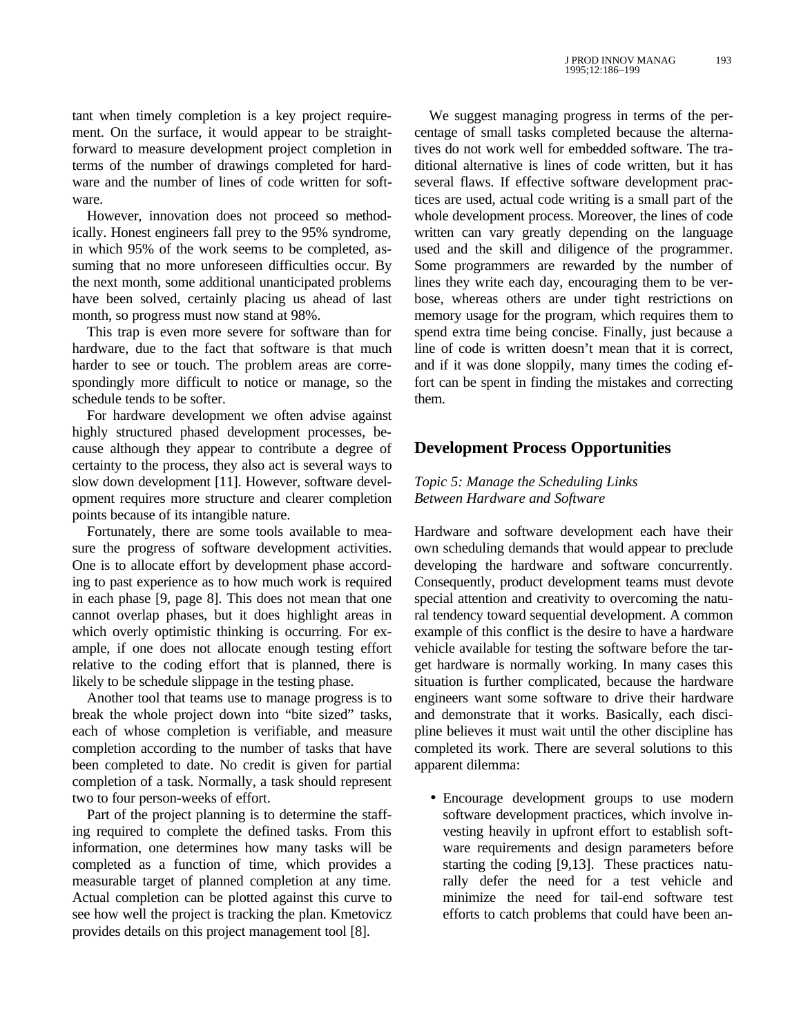tant when timely completion is a key project requirement. On the surface, it would appear to be straightforward to measure development project completion in terms of the number of drawings completed for hardware and the number of lines of code written for software.

However, innovation does not proceed so methodically. Honest engineers fall prey to the 95% syndrome, in which 95% of the work seems to be completed, assuming that no more unforeseen difficulties occur. By the next month, some additional unanticipated problems have been solved, certainly placing us ahead of last month, so progress must now stand at 98%.

This trap is even more severe for software than for hardware, due to the fact that software is that much harder to see or touch. The problem areas are correspondingly more difficult to notice or manage, so the schedule tends to be softer.

For hardware development we often advise against highly structured phased development processes, because although they appear to contribute a degree of certainty to the process, they also act is several ways to slow down development [11]. However, software development requires more structure and clearer completion points because of its intangible nature.

Fortunately, there are some tools available to measure the progress of software development activities. One is to allocate effort by development phase according to past experience as to how much work is required in each phase [9, page 8]. This does not mean that one cannot overlap phases, but it does highlight areas in which overly optimistic thinking is occurring. For example, if one does not allocate enough testing effort relative to the coding effort that is planned, there is likely to be schedule slippage in the testing phase.

Another tool that teams use to manage progress is to break the whole project down into "bite sized" tasks, each of whose completion is verifiable, and measure completion according to the number of tasks that have been completed to date. No credit is given for partial completion of a task. Normally, a task should represent two to four person-weeks of effort.

Part of the project planning is to determine the staffing required to complete the defined tasks. From this information, one determines how many tasks will be completed as a function of time, which provides a measurable target of planned completion at any time. Actual completion can be plotted against this curve to see how well the project is tracking the plan. Kmetovicz provides details on this project management tool [8].

We suggest managing progress in terms of the percentage of small tasks completed because the alternatives do not work well for embedded software. The traditional alternative is lines of code written, but it has several flaws. If effective software development practices are used, actual code writing is a small part of the whole development process. Moreover, the lines of code written can vary greatly depending on the language used and the skill and diligence of the programmer. Some programmers are rewarded by the number of lines they write each day, encouraging them to be verbose, whereas others are under tight restrictions on memory usage for the program, which requires them to spend extra time being concise. Finally, just because a line of code is written doesn't mean that it is correct, and if it was done sloppily, many times the coding effort can be spent in finding the mistakes and correcting them.

## Development Process Opportunities

### *Topic 5: Manage the Scheduling Links Between Hardware and Software*

Hardware and software development each have their own scheduling demands that would appear to preclude developing the hardware and software concurrently. Consequently, product development teams must devote special attention and creativity to overcoming the natural tendency toward sequential development. A common example of this conflict is the desire to have a hardware vehicle available for testing the software before the target hardware is normally working. In many cases this situation is further complicated, because the hardware engineers want some software to drive their hardware and demonstrate that it works. Basically, each discipline believes it must wait until the other discipline has completed its work. There are several solutions to this apparent dilemma:

- Encourage development groups to use modern software development practices, which involve investing heavily in upfront effort to establish software requirements and design parameters before starting the coding [9,13]. These practices naturally defer the need for a test vehicle and minimize the need for tail-end software test efforts to catch problems that could have been an-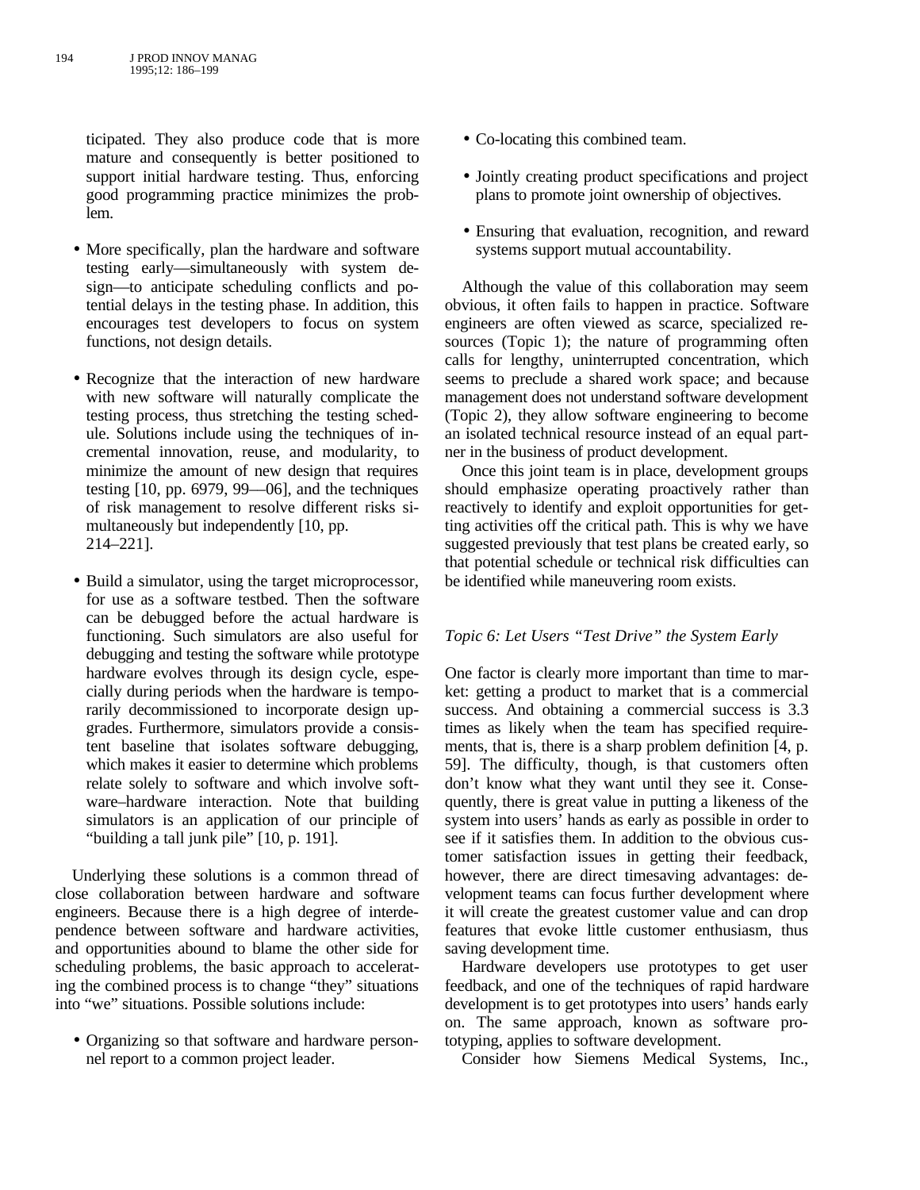ticipated. They also produce code that is more mature and consequently is better positioned to support initial hardware testing. Thus, enforcing good programming practice minimizes the problem.

- More specifically, plan the hardware and software testing early—simultaneously with system design—to anticipate scheduling conflicts and potential delays in the testing phase. In addition, this encourages test developers to focus on system functions, not design details.

- Recognize that the interaction of new hardware with new software will naturally complicate the testing process, thus stretching the testing schedule. Solutions include using the techniques of incremental innovation, reuse, and modularity, to minimize the amount of new design that requires testing [10, pp. 6979, 99—06], and the techniques of risk management to resolve different risks simultaneously but independently [10, pp. 214–221].

- Build a simulator, using the target microprocessor, for use as a software testbed. Then the software can be debugged before the actual hardware is functioning. Such simulators are also useful for debugging and testing the software while prototype hardware evolves through its design cycle, especially during periods when the hardware is temporarily decommissioned to incorporate design upgrades. Furthermore, simulators provide a consistent baseline that isolates software debugging, which makes it easier to determine which problems relate solely to software and which involve software–hardware interaction. Note that building simulators is an application of our principle of "building a tall junk pile" [10, p. 191].

Underlying these solutions is a common thread of close collaboration between hardware and software engineers. Because there is a high degree of interdependence between software and hardware activities, and opportunities abound to blame the other side for scheduling problems, the basic approach to accelerating the combined process is to change "they" situations into "we" situations. Possible solutions include:

- Organizing so that software and hardware personnel report to a common project leader.

- Co-locating this combined team.

- Jointly creating product specifications and project plans to promote joint ownership of objectives.

- Ensuring that evaluation, recognition, and reward systems support mutual accountability.

Although the value of this collaboration may seem obvious, it often fails to happen in practice. Software engineers are often viewed as scarce, specialized resources (Topic 1); the nature of programming often calls for lengthy, uninterrupted concentration, which seems to preclude a shared work space; and because management does not understand software development (Topic 2), they allow software engineering to become an isolated technical resource instead of an equal partner in the business of product development.

Once this joint team is in place, development groups should emphasize operating proactively rather than reactively to identify and exploit opportunities for getting activities off the critical path. This is why we have suggested previously that test plans be created early, so that potential schedule or technical risk difficulties can be identified while maneuvering room exists.

### *Topic 6: Let Users "Test Drive" the System Early*

One factor is clearly more important than time to market: getting a product to market that is a commercial success. And obtaining a commercial success is 3.3 times as likely when the team has specified requirements, that is, there is a sharp problem definition [4, p. 59]. The difficulty, though, is that customers often don't know what they want until they see it. Consequently, there is great value in putting a likeness of the system into users' hands as early as possible in order to see if it satisfies them. In addition to the obvious customer satisfaction issues in getting their feedback, however, there are direct timesaving advantages: development teams can focus further development where it will create the greatest customer value and can drop features that evoke little customer enthusiasm, thus saving development time.

Hardware developers use prototypes to get user feedback, and one of the techniques of rapid hardware development is to get prototypes into users' hands early on. The same approach, known as software prototyping, applies to software development.

Consider how Siemens Medical Systems, Inc.,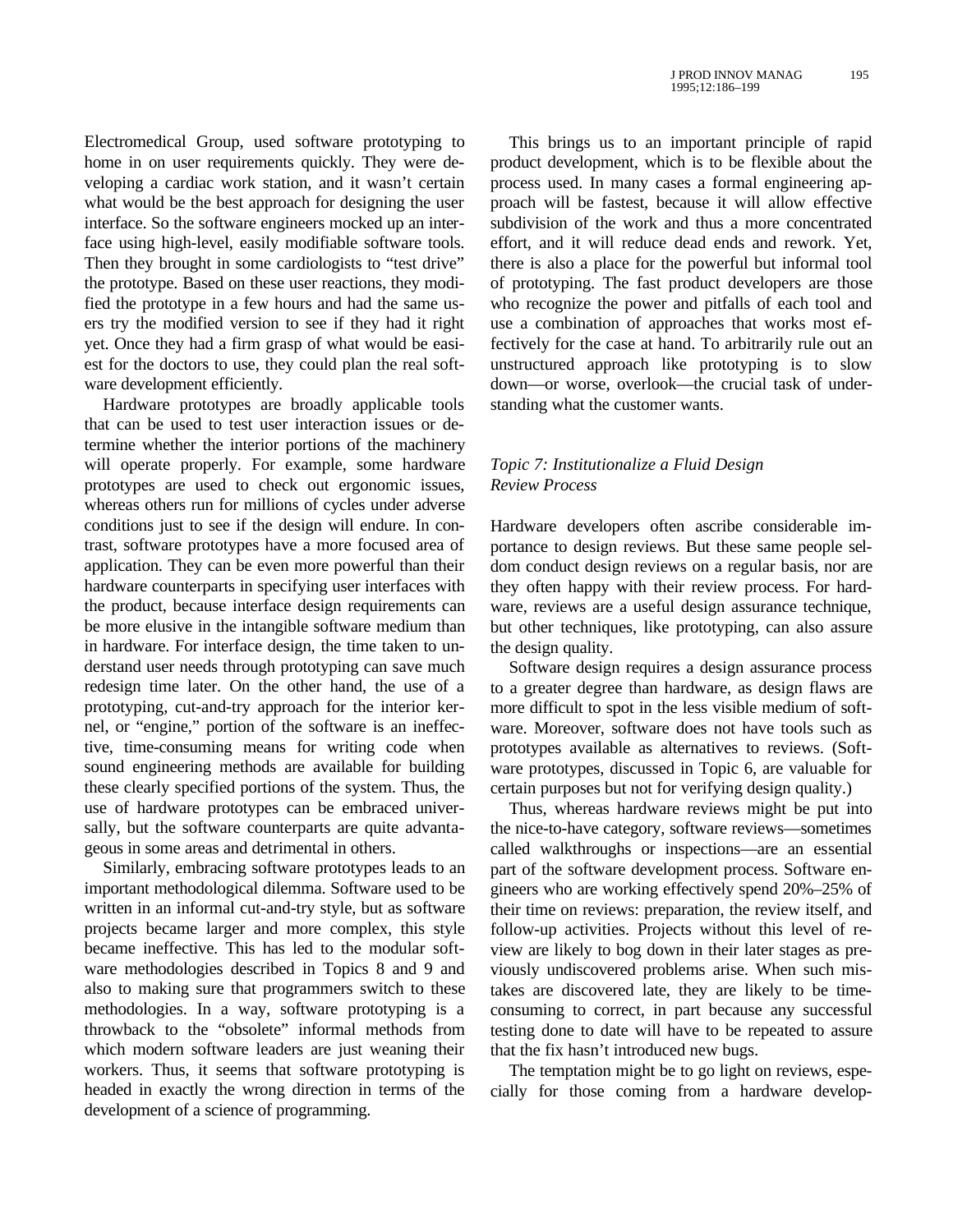Electromedical Group, used software prototyping to home in on user requirements quickly. They were developing a cardiac work station, and it wasn't certain what would be the best approach for designing the user interface. So the software engineers mocked up an interface using high-level, easily modifiable software tools. Then they brought in some cardiologists to "test drive" the prototype. Based on these user reactions, they modified the prototype in a few hours and had the same users try the modified version to see if they had it right yet. Once they had a firm grasp of what would be easiest for the doctors to use, they could plan the real software development efficiently.

Hardware prototypes are broadly applicable tools that can be used to test user interaction issues or determine whether the interior portions of the machinery will operate properly. For example, some hardware prototypes are used to check out ergonomic issues, whereas others run for millions of cycles under adverse conditions just to see if the design will endure. In contrast, software prototypes have a more focused area of application. They can be even more powerful than their hardware counterparts in specifying user interfaces with the product, because interface design requirements can be more elusive in the intangible software medium than in hardware. For interface design, the time taken to understand user needs through prototyping can save much redesign time later. On the other hand, the use of a prototyping, cut-and-try approach for the interior kernel, or "engine," portion of the software is an ineffective, time-consuming means for writing code when sound engineering methods are available for building these clearly specified portions of the system. Thus, the use of hardware prototypes can be embraced universally, but the software counterparts are quite advantageous in some areas and detrimental in others.

Similarly, embracing software prototypes leads to an important methodological dilemma. Software used to be written in an informal cut-and-try style, but as software projects became larger and more complex, this style became ineffective. This has led to the modular software methodologies described in Topics 8 and 9 and also to making sure that programmers switch to these methodologies. In a way, software prototyping is a throwback to the "obsolete" informal methods from which modern software leaders are just weaning their workers. Thus, it seems that software prototyping is headed in exactly the wrong direction in terms of the development of a science of programming.

This brings us to an important principle of rapid product development, which is to be flexible about the process used. In many cases a formal engineering approach will be fastest, because it will allow effective subdivision of the work and thus a more concentrated effort, and it will reduce dead ends and rework. Yet, there is also a place for the powerful but informal tool of prototyping. The fast product developers are those who recognize the power and pitfalls of each tool and use a combination of approaches that works most effectively for the case at hand. To arbitrarily rule out an unstructured approach like prototyping is to slow down—or worse, overlook—the crucial task of understanding what the customer wants.

### *Topic 7: Institutionalize a Fluid Design Review Process*

Hardware developers often ascribe considerable importance to design reviews. But these same people seldom conduct design reviews on a regular basis, nor are they often happy with their review process. For hardware, reviews are a useful design assurance technique, but other techniques, like prototyping, can also assure the design quality.

Software design requires a design assurance process to a greater degree than hardware, as design flaws are more difficult to spot in the less visible medium of software. Moreover, software does not have tools such as prototypes available as alternatives to reviews. (Software prototypes, discussed in Topic 6, are valuable for certain purposes but not for verifying design quality.)

Thus, whereas hardware reviews might be put into the nice-to-have category, software reviews—sometimes called walkthroughs or inspections—are an essential part of the software development process. Software engineers who are working effectively spend 20%–25% of their time on reviews: preparation, the review itself, and follow-up activities. Projects without this level of review are likely to bog down in their later stages as previously undiscovered problems arise. When such mistakes are discovered late, they are likely to be time-consuming to correct, in part because any successful testing done to date will have to be repeated to assure that the fix hasn't introduced new bugs.

The temptation might be to go light on reviews, especially for those coming from a hardware develop-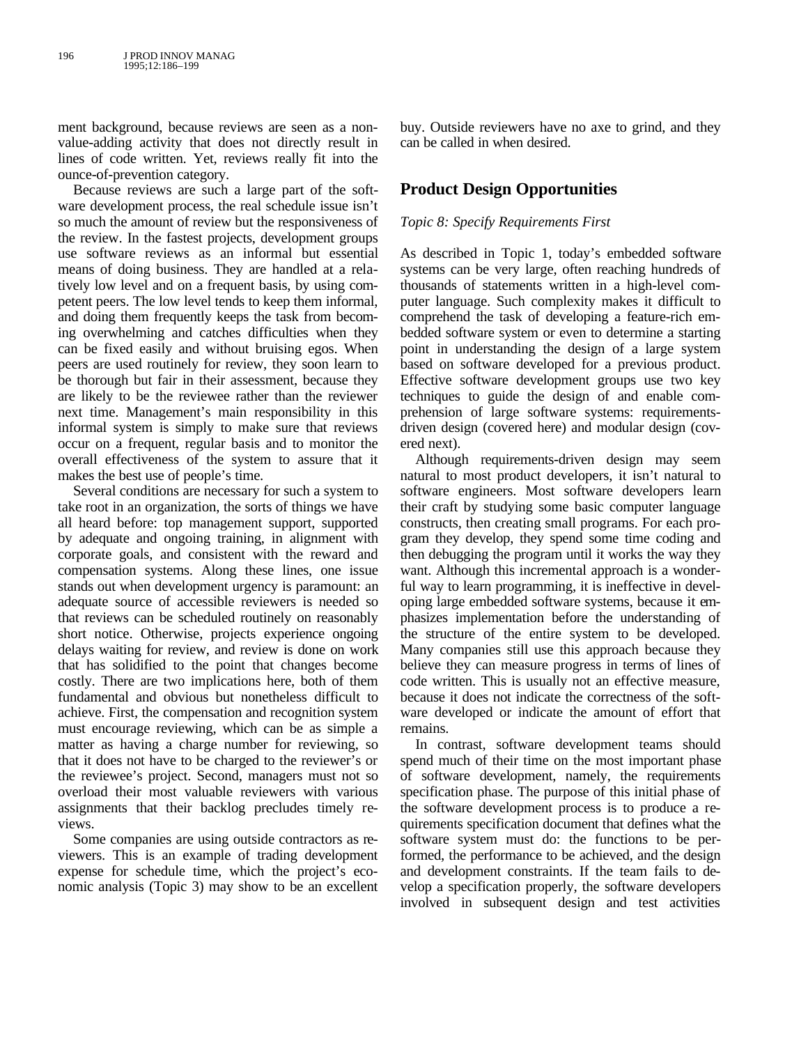ment background, because reviews are seen as a non-value-adding activity that does not directly result in lines of code written. Yet, reviews really fit into the ounce-of-prevention category.

Because reviews are such a large part of the software development process, the real schedule issue isn't so much the amount of review but the responsiveness of the review. In the fastest projects, development groups use software reviews as an informal but essential means of doing business. They are handled at a relatively low level and on a frequent basis, by using competent peers. The low level tends to keep them informal, and doing them frequently keeps the task from becoming overwhelming and catches difficulties when they can be fixed easily and without bruising egos. When peers are used routinely for review, they soon learn to be thorough but fair in their assessment, because they are likely to be the reviewee rather than the reviewer next time. Management's main responsibility in this informal system is simply to make sure that reviews occur on a frequent, regular basis and to monitor the overall effectiveness of the system to assure that it makes the best use of people's time.

Several conditions are necessary for such a system to take root in an organization, the sorts of things we have all heard before: top management support, supported by adequate and ongoing training, in alignment with corporate goals, and consistent with the reward and compensation systems. Along these lines, one issue stands out when development urgency is paramount: an adequate source of accessible reviewers is needed so that reviews can be scheduled routinely on reasonably short notice. Otherwise, projects experience ongoing delays waiting for review, and review is done on work that has solidified to the point that changes become costly. There are two implications here, both of them fundamental and obvious but nonetheless difficult to achieve. First, the compensation and recognition system must encourage reviewing, which can be as simple a matter as having a charge number for reviewing, so that it does not have to be charged to the reviewer's or the reviewee's project. Second, managers must not so overload their most valuable reviewers with various assignments that their backlog precludes timely reviews.

Some companies are using outside contractors as reviewers. This is an example of trading development expense for schedule time, which the project's economic analysis (Topic 3) may show to be an excellent buy. Outside reviewers have no axe to grind, and they can be called in when desired.

## Product Design Opportunities

### *Topic 8: Specify Requirements First*

As described in Topic 1, today's embedded software systems can be very large, often reaching hundreds of thousands of statements written in a high-level computer language. Such complexity makes it difficult to comprehend the task of developing a feature-rich embedded software system or even to determine a starting point in understanding the design of a large system based on software developed for a previous product. Effective software development groups use two key techniques to guide the design of and enable comprehension of large software systems: requirements-driven design (covered here) and modular design (covered next).

Although requirements-driven design may seem natural to most product developers, it isn't natural to software engineers. Most software developers learn their craft by studying some basic computer language constructs, then creating small programs. For each program they develop, they spend some time coding and then debugging the program until it works the way they want. Although this incremental approach is a wonderful way to learn programming, it is ineffective in developing large embedded software systems, because it emphasizes implementation before the understanding of the structure of the entire system to be developed. Many companies still use this approach because they believe they can measure progress in terms of lines of code written. This is usually not an effective measure, because it does not indicate the correctness of the software developed or indicate the amount of effort that remains.

In contrast, software development teams should spend much of their time on the most important phase of software development, namely, the requirements specification phase. The purpose of this initial phase of the software development process is to produce a requirements specification document that defines what the software system must do: the functions to be performed, the performance to be achieved, and the design and development constraints. If the team fails to develop a specification properly, the software developers involved in subsequent design and test activities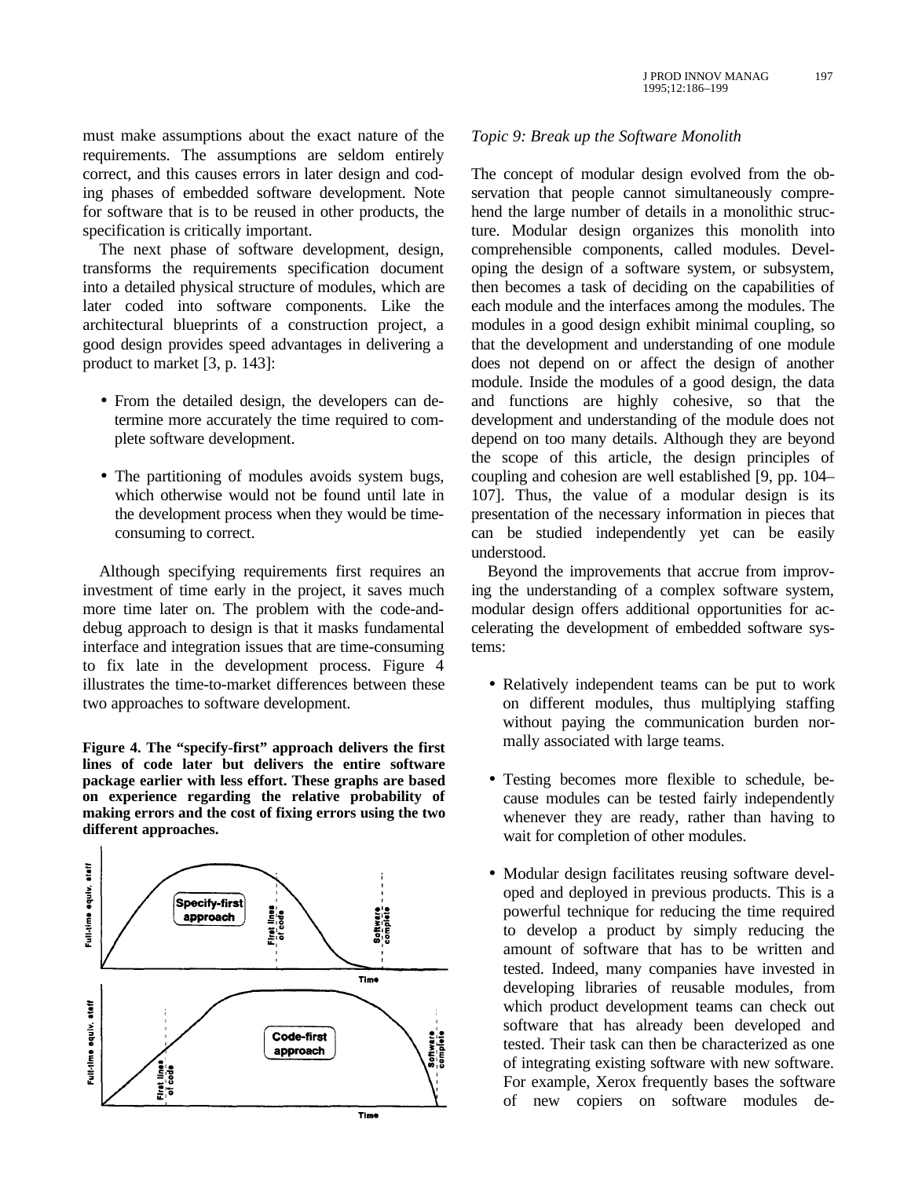must make assumptions about the exact nature of the requirements. The assumptions are seldom entirely correct, and this causes errors in later design and coding phases of embedded software development. Note for software that is to be reused in other products, the specification is critically important.

The next phase of software development, design, transforms the requirements specification document into a detailed physical structure of modules, which are later coded into software components. Like the architectural blueprints of a construction project, a good design provides speed advantages in delivering a product to market [3, p. 143]:

- From the detailed design, the developers can determine more accurately the time required to complete software development.
- The partitioning of modules avoids system bugs, which otherwise would not be found until late in the development process when they would be time-consuming to correct.

Although specifying requirements first requires an investment of time early in the project, it saves much more time later on. The problem with the code-and-debug approach to design is that it masks fundamental interface and integration issues that are time-consuming to fix late in the development process. Figure 4 illustrates the time-to-market differences between these two approaches to software development.

**Figure 4. The "specify-first" approach delivers the first lines of code later but delivers the entire software package earlier with less effort. These graphs are based on experience regarding the relative probability of making errors and the cost of fixing errors using the two different approaches.**

*Topic 9: Break up the Software Monolith*

The concept of modular design evolved from the observation that people cannot simultaneously comprehend the large number of details in a monolithic structure. Modular design organizes this monolith into comprehensible components, called modules. Developing the design of a software system, or subsystem, then becomes a task of deciding on the capabilities of each module and the interfaces among the modules. The modules in a good design exhibit minimal coupling, so that the development and understanding of one module does not depend on or affect the design of another module. Inside the modules of a good design, the data and functions are highly cohesive, so that the development and understanding of the module does not depend on too many details. Although they are beyond the scope of this article, the design principles of coupling and cohesion are well established [9, pp. 104–107]. Thus, the value of a modular design is its presentation of the necessary information in pieces that can be studied independently yet can be easily understood.

Beyond the improvements that accrue from improving the understanding of a complex software system, modular design offers additional opportunities for accelerating the development of embedded software systems:

- Relatively independent teams can be put to work on different modules, thus multiplying staffing without paying the communication burden normally associated with large teams.
- Testing becomes more flexible to schedule, because modules can be tested fairly independently whenever they are ready, rather than having to wait for completion of other modules.
- Modular design facilitates reusing software developed and deployed in previous products. This is a powerful technique for reducing the time required to develop a product by simply reducing the amount of software that has to be written and tested. Indeed, many companies have invested in developing libraries of reusable modules, from which product development teams can check out software that has already been developed and tested. Their task can then be characterized as one of integrating existing software with new software. For example, Xerox frequently bases the software of new copiers on software modules de-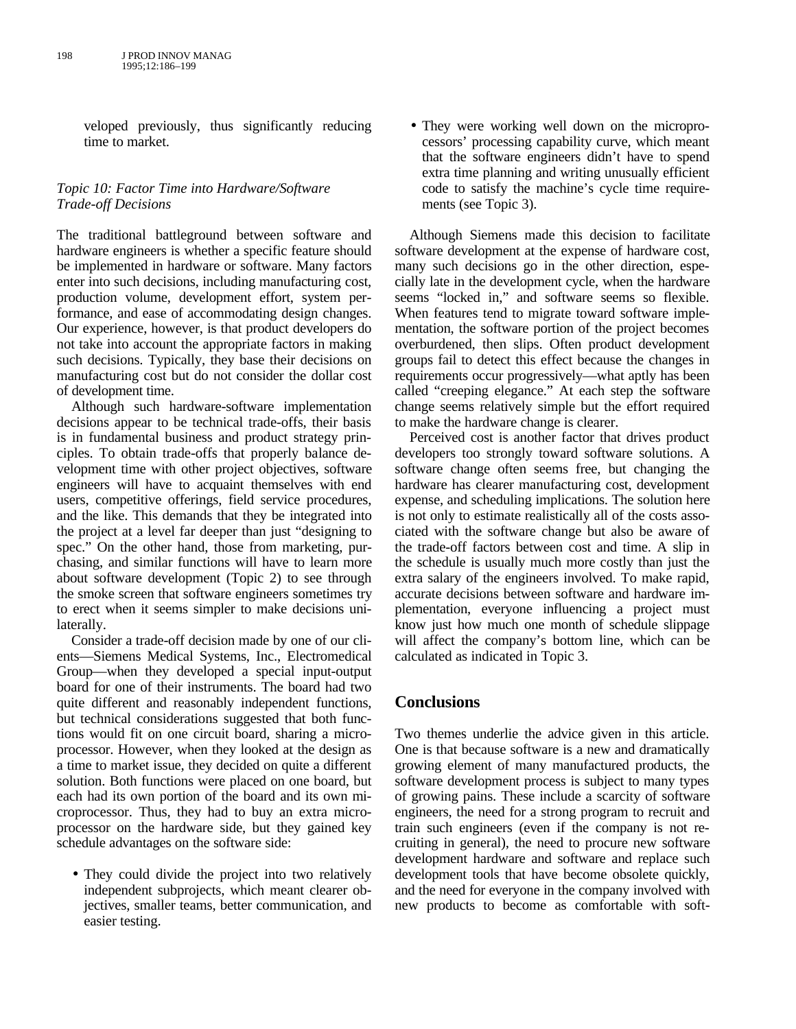veloped previously, thus significantly reducing time to market.

*Topic 10: Factor Time into Hardware/Software Trade-off Decisions*

The traditional battleground between software and hardware engineers is whether a specific feature should be implemented in hardware or software. Many factors enter into such decisions, including manufacturing cost, production volume, development effort, system performance, and ease of accommodating design changes. Our experience, however, is that product developers do not take into account the appropriate factors in making such decisions. Typically, they base their decisions on manufacturing cost but do not consider the dollar cost of development time.

Although such hardware-software implementation decisions appear to be technical trade-offs, their basis is in fundamental business and product strategy principles. To obtain trade-offs that properly balance development time with other project objectives, software engineers will have to acquaint themselves with end users, competitive offerings, field service procedures, and the like. This demands that they be integrated into the project at a level far deeper than just "designing to spec." On the other hand, those from marketing, purchasing, and similar functions will have to learn more about software development (Topic 2) to see through the smoke screen that software engineers sometimes try to erect when it seems simpler to make decisions unilaterally.

Consider a trade-off decision made by one of our clients—Siemens Medical Systems, Inc., Electromedical Group—when they developed a special input-output board for one of their instruments. The board had two quite different and reasonably independent functions, but technical considerations suggested that both functions would fit on one circuit board, sharing a microprocessor. However, when they looked at the design as a time to market issue, they decided on quite a different solution. Both functions were placed on one board, but each had its own portion of the board and its own microprocessor. Thus, they had to buy an extra microprocessor on the hardware side, but they gained key schedule advantages on the software side:

- They could divide the project into two relatively independent subprojects, which meant clearer objectives, smaller teams, better communication, and easier testing.
- They were working well down on the microprocessors' processing capability curve, which meant that the software engineers didn't have to spend extra time planning and writing unusually efficient code to satisfy the machine's cycle time requirements (see Topic 3).

Although Siemens made this decision to facilitate software development at the expense of hardware cost, many such decisions go in the other direction, especially late in the development cycle, when the hardware seems "locked in," and software seems so flexible. When features tend to migrate toward software implementation, the software portion of the project becomes overburdened, then slips. Often product development groups fail to detect this effect because the changes in requirements occur progressively—what aptly has been called "creeping elegance." At each step the software change seems relatively simple but the effort required to make the hardware change is clearer.

Perceived cost is another factor that drives product developers too strongly toward software solutions. A software change often seems free, but changing the hardware has clearer manufacturing cost, development expense, and scheduling implications. The solution here is not only to estimate realistically all of the costs associated with the software change but also be aware of the trade-off factors between cost and time. A slip in the schedule is usually much more costly than just the extra salary of the engineers involved. To make rapid, accurate decisions between software and hardware implementation, everyone influencing a project must know just how much one month of schedule slippage will affect the company's bottom line, which can be calculated as indicated in Topic 3.

## Conclusions

Two themes underlie the advice given in this article. One is that because software is a new and dramatically growing element of many manufactured products, the software development process is subject to many types of growing pains. These include a scarcity of software engineers, the need for a strong program to recruit and train such engineers (even if the company is not recruiting in general), the need to procure new software development hardware and software and replace such development tools that have become obsolete quickly, and the need for everyone in the company involved with new products to become as comfortable with soft-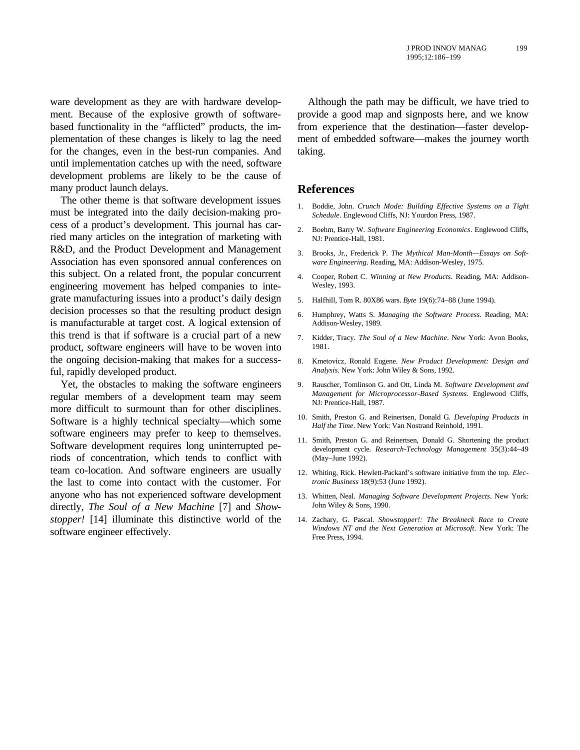ware development as they are with hardware development. Because of the explosive growth of software-based functionality in the "afflicted" products, the implementation of these changes is likely to lag the need for the changes, even in the best-run companies. And until implementation catches up with the need, software development problems are likely to be the cause of many product launch delays.

The other theme is that software development issues must be integrated into the daily decision-making process of a product's development. This journal has carried many articles on the integration of marketing with R&D, and the Product Development and Management Association has even sponsored annual conferences on this subject. On a related front, the popular concurrent engineering movement has helped companies to integrate manufacturing issues into a product's daily design decision processes so that the resulting product design is manufacturable at target cost. A logical extension of this trend is that if software is a crucial part of a new product, software engineers will have to be woven into the ongoing decision-making that makes for a successful, rapidly developed product.

Yet, the obstacles to making the software engineers regular members of a development team may seem more difficult to surmount than for other disciplines. Software is a highly technical specialty—which some software engineers may prefer to keep to themselves. Software development requires long uninterrupted periods of concentration, which tends to conflict with team co-location. And software engineers are usually the last to come into contact with the customer. For anyone who has not experienced software development directly, *The Soul of a New Machine* [7] and *Showstopper!* [14] illuminate this distinctive world of the software engineer effectively.

Although the path may be difficult, we have tried to provide a good map and signposts here, and we know from experience that the destination—faster development of embedded software—makes the journey worth taking.

## References

1. Boddie, John. *Crunch Mode: Building Effective Systems on a Tight Schedule*. Englewood Cliffs, NJ: Yourdon Press, 1987.
2. Boehm, Barry W. *Software Engineering Economics*. Englewood Cliffs, NJ: Prentice-Hall, 1981.
3. Brooks, Jr., Frederick P. *The Mythical Man-Month—Essays on Software Engineering*. Reading, MA: Addison-Wesley, 1975.
4. Cooper, Robert C. *Winning at New Products*. Reading, MA: Addison-Wesley, 1993.
5. Halfhill, Tom R. 80X86 wars. *Byte* 19(6):74–88 (June 1994).
6. Humphrey, Watts S. *Managing the Software Process*. Reading, MA: Addison-Wesley, 1989.
7. Kidder, Tracy. *The Soul of a New Machine*. New York: Avon Books, 1981.
8. Kmetovicz, Ronald Eugene. *New Product Development: Design and Analysis*. New York: John Wiley & Sons, 1992.
9. Rauscher, Tomlinson G. and Ott, Linda M. *Software Development and Management for Microprocessor-Based Systems*. Englewood Cliffs, NJ: Prentice-Hall, 1987.
10. Smith, Preston G. and Reinertsen, Donald G. *Developing Products in Half the Time*. New York: Van Nostrand Reinhold, 1991.
11. Smith, Preston G. and Reinertsen, Donald G. Shortening the product development cycle. *Research-Technology Management* 35(3):44–49 (May–June 1992).
12. Whiting, Rick. Hewlett-Packard's software initiative from the top. *Electronic Business* 18(9):53 (June 1992).
13. Whitten, Neal. *Managing Software Development Projects*. New York: John Wiley & Sons, 1990.
14. Zachary, G. Pascal. *Showstopper!: The Breakneck Race to Create Windows NT and the Next Generation at Microsoft*. New York: The Free Press, 1994.